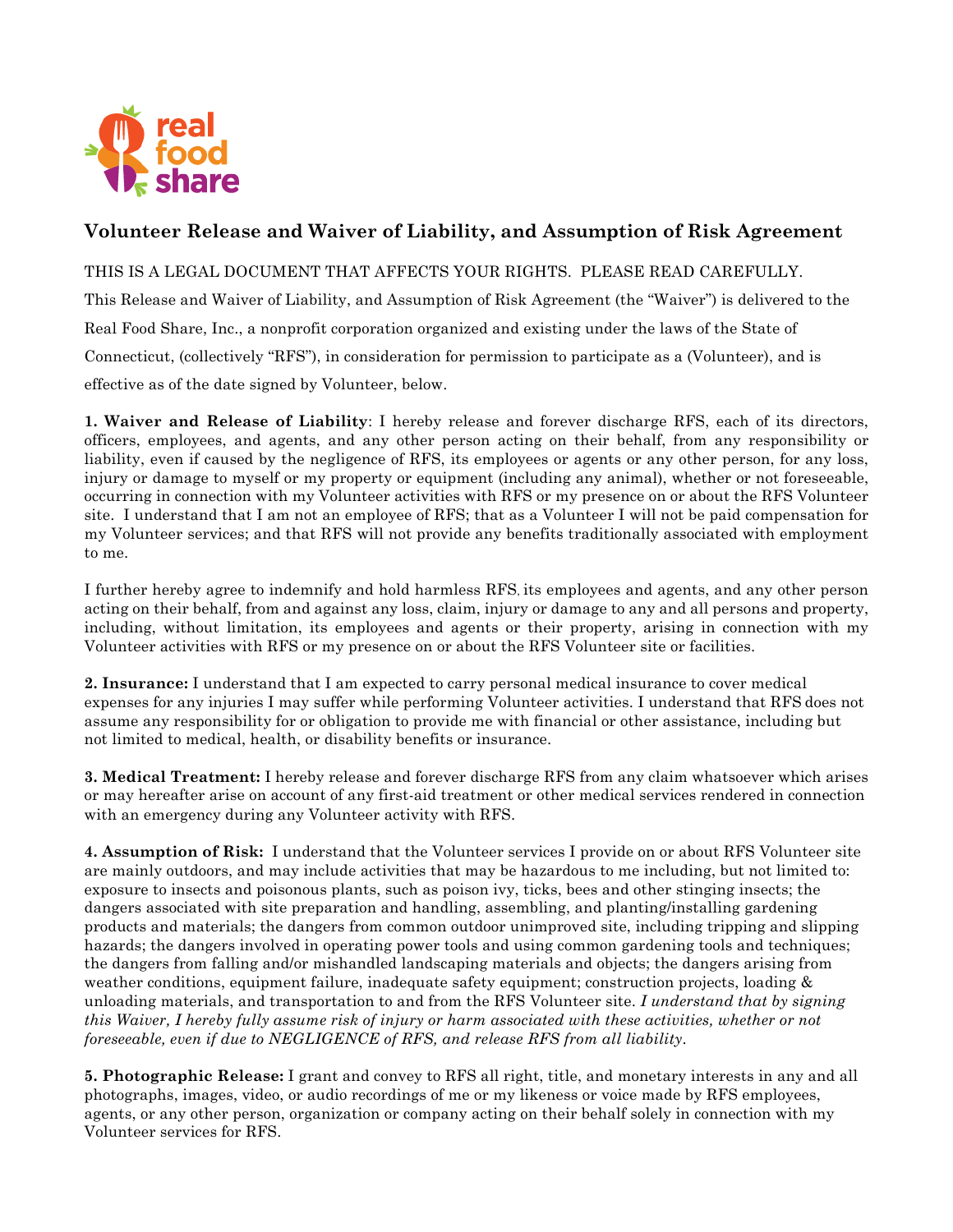real food share

# Volunteer Release and Waiver of Liability, and Assumption of Risk Agreement

THIS IS A LEGAL DOCUMENT THAT AFFECTS YOUR RIGHTS. PLEASE READ CAREFULLY.

This Release and Waiver of Liability, and Assumption of Risk Agreement (the "Waiver") is delivered to the Real Food Share, Inc., a nonprofit corporation organized and existing under the laws of the State of Connecticut, (collectively "RFS"), in consideration for permission to participate as a (Volunteer), and is effective as of the date signed by Volunteer, below.

**1. Waiver and Release of Liability**: I hereby release and forever discharge RFS, each of its directors, officers, employees, and agents, and any other person acting on their behalf, from any responsibility or liability, even if caused by the negligence of RFS, its employees or agents or any other person, for any loss, injury or damage to myself or my property or equipment (including any animal), whether or not foreseeable, occurring in connection with my Volunteer activities with RFS or my presence on or about the RFS Volunteer site. I understand that I am not an employee of RFS; that as a Volunteer I will not be paid compensation for my Volunteer services; and that RFS will not provide any benefits traditionally associated with employment to me.

I further hereby agree to indemnify and hold harmless RFS, its employees and agents, and any other person acting on their behalf, from and against any loss, claim, injury or damage to any and all persons and property, including, without limitation, its employees and agents or their property, arising in connection with my Volunteer activities with RFS or my presence on or about the RFS Volunteer site or facilities.

**2. Insurance:** I understand that I am expected to carry personal medical insurance to cover medical expenses for any injuries I may suffer while performing Volunteer activities. I understand that RFS does not assume any responsibility for or obligation to provide me with financial or other assistance, including but not limited to medical, health, or disability benefits or insurance.

**3. Medical Treatment:** I hereby release and forever discharge RFS from any claim whatsoever which arises or may hereafter arise on account of any first-aid treatment or other medical services rendered in connection with an emergency during any Volunteer activity with RFS.

**4. Assumption of Risk:** I understand that the Volunteer services I provide on or about RFS Volunteer site are mainly outdoors, and may include activities that may be hazardous to me including, but not limited to: exposure to insects and poisonous plants, such as poison ivy, ticks, bees and other stinging insects; the dangers associated with site preparation and handling, assembling, and planting/installing gardening products and materials; the dangers from common outdoor unimproved site, including tripping and slipping hazards; the dangers involved in operating power tools and using common gardening tools and techniques; the dangers from falling and/or mishandled landscaping materials and objects; the dangers arising from weather conditions, equipment failure, inadequate safety equipment; construction projects, loading & unloading materials, and transportation to and from the RFS Volunteer site. *I understand that by signing this Waiver, I hereby fully assume risk of injury or harm associated with these activities, whether or not foreseeable, even if due to NEGLIGENCE of RFS, and release RFS from all liability*.

**5. Photographic Release:** I grant and convey to RFS all right, title, and monetary interests in any and all photographs, images, video, or audio recordings of me or my likeness or voice made by RFS employees, agents, or any other person, organization or company acting on their behalf solely in connection with my Volunteer services for RFS.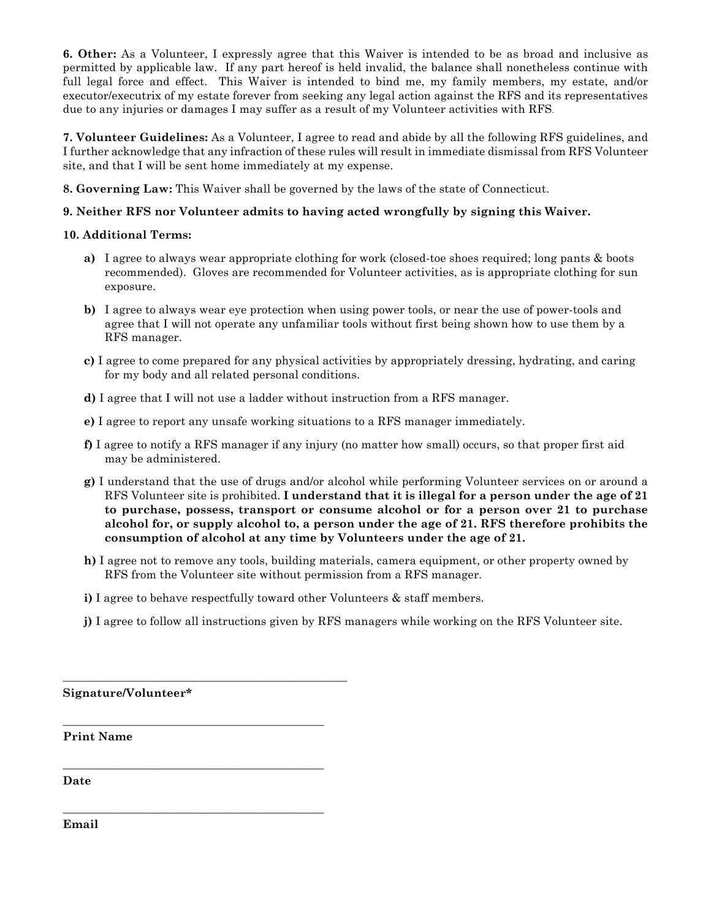**6. Other:** As a Volunteer, I expressly agree that this Waiver is intended to be as broad and inclusive as permitted by applicable law. If any part hereof is held invalid, the balance shall nonetheless continue with full legal force and effect. This Waiver is intended to bind me, my family members, my estate, and/or executor/executrix of my estate forever from seeking any legal action against the RFS and its representatives due to any injuries or damages I may suffer as a result of my Volunteer activities with RFS.

**7. Volunteer Guidelines:** As a Volunteer, I agree to read and abide by all the following RFS guidelines, and I further acknowledge that any infraction of these rules will result in immediate dismissal from RFS Volunteer site, and that I will be sent home immediately at my expense.

**8. Governing Law:** This Waiver shall be governed by the laws of the state of Connecticut.

**9. Neither RFS nor Volunteer admits to having acted wrongfully by signing this Waiver.**

**10. Additional Terms:**

- **a)** I agree to always wear appropriate clothing for work (closed-toe shoes required; long pants & boots recommended). Gloves are recommended for Volunteer activities, as is appropriate clothing for sun exposure.
- **b)** I agree to always wear eye protection when using power tools, or near the use of power-tools and agree that I will not operate any unfamiliar tools without first being shown how to use them by a RFS manager.
- **c)** I agree to come prepared for any physical activities by appropriately dressing, hydrating, and caring for my body and all related personal conditions.
- **d)** I agree that I will not use a ladder without instruction from a RFS manager.
- **e)** I agree to report any unsafe working situations to a RFS manager immediately.
- **f)** I agree to notify a RFS manager if any injury (no matter how small) occurs, so that proper first aid may be administered.
- **g)** I understand that the use of drugs and/or alcohol while performing Volunteer services on or around a RFS Volunteer site is prohibited. **I understand that it is illegal for a person under the age of 21 to purchase, possess, transport or consume alcohol or for a person over 21 to purchase alcohol for, or supply alcohol to, a person under the age of 21. RFS therefore prohibits the consumption of alcohol at any time by Volunteers under the age of 21.**
- **h)** I agree not to remove any tools, building materials, camera equipment, or other property owned by RFS from the Volunteer site without permission from a RFS manager.
- **i)** I agree to behave respectfully toward other Volunteers & staff members.
- **j)** I agree to follow all instructions given by RFS managers while working on the RFS Volunteer site.

\_\_\_\_\_\_\_\_\_\_\_\_\_\_\_\_\_\_\_\_\_\_\_\_\_\_\_\_\_\_\_\_\_\_\_\_\_\_\_\_

**Signature/Volunteer***

\_\_\_\_\_\_\_\_\_\_\_\_\_\_\_\_\_\_\_\_\_\_\_\_\_\_\_\_\_\_\_\_\_\_\_\_\_\_\_\_

**Print Name**

\_\_\_\_\_\_\_\_\_\_\_\_\_\_\_\_\_\_\_\_\_\_\_\_\_\_\_\_\_\_\_\_\_\_\_\_\_\_\_\_

**Date**

\_\_\_\_\_\_\_\_\_\_\_\_\_\_\_\_\_\_\_\_\_\_\_\_\_\_\_\_\_\_\_\_\_\_\_\_\_\_\_\_

**Email**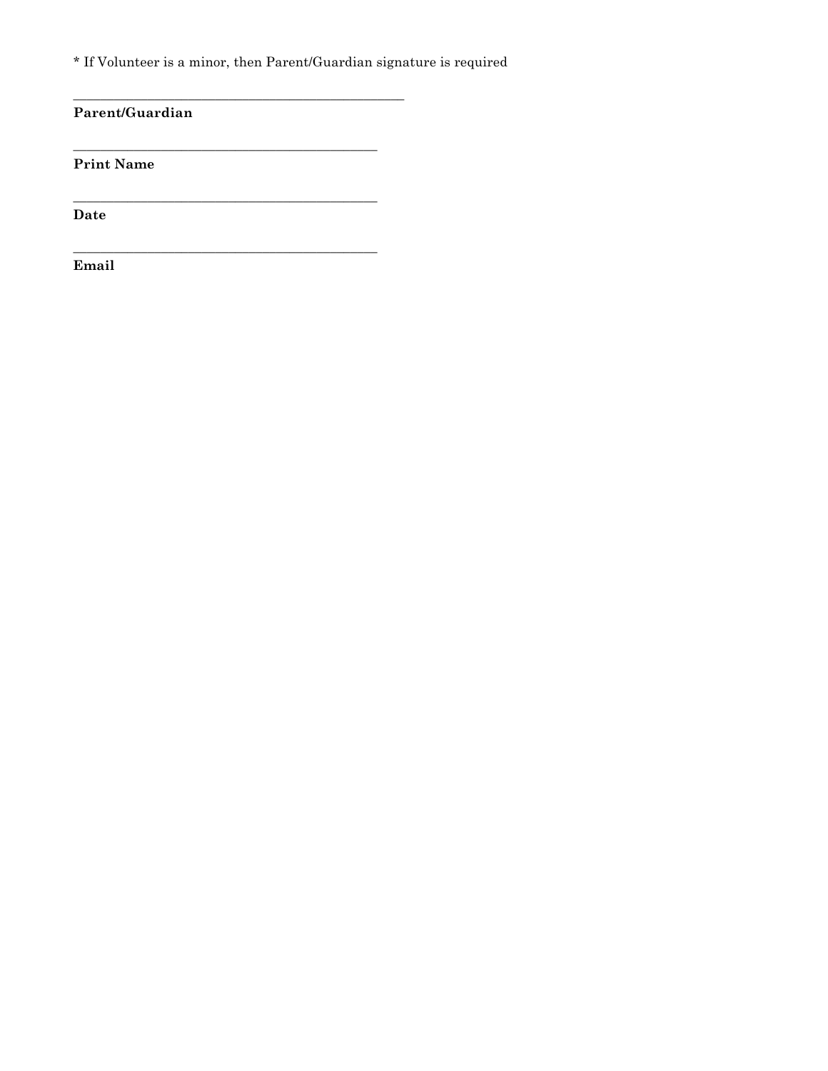* If Volunteer is a minor, then Parent/Guardian signature is required

_______________________________________________

**Parent/Guardian**

___________________________________________

**Print Name**

___________________________________________

**Date**

___________________________________________

**Email**